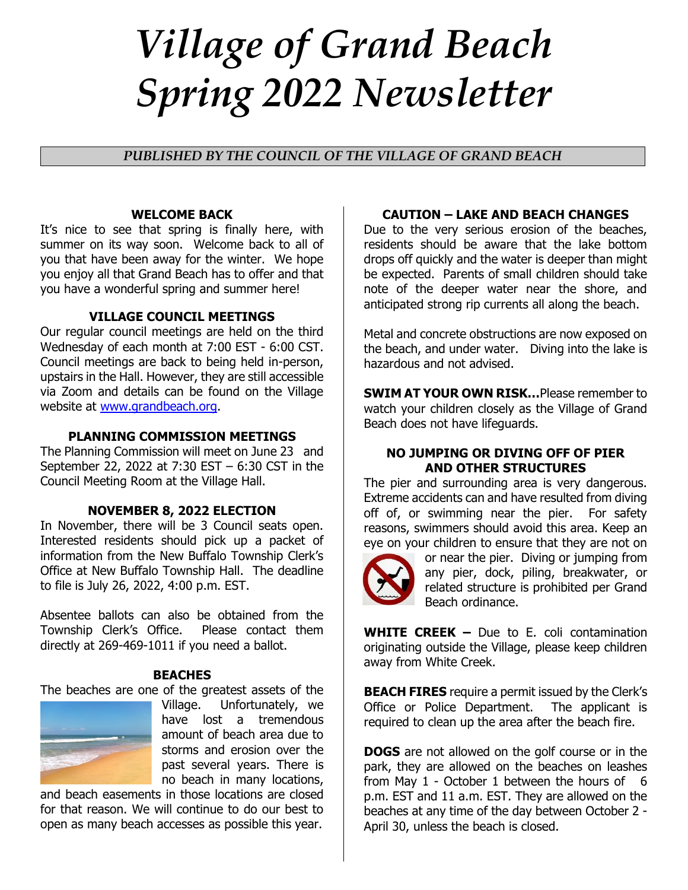# *Village of Grand Beach Spring 2022 Newsletter*

*PUBLISHED BY THE COUNCIL OF THE VILLAGE OF GRAND BEACH*

### WELCOME BACK

It's nice to see that spring is finally here, with summer on its way soon. Welcome back to all of you that have been away for the winter. We hope you enjoy all that Grand Beach has to offer and that you have a wonderful spring and summer here!

### VILLAGE COUNCIL MEETINGS

Our regular council meetings are held on the third Wednesday of each month at 7:00 EST - 6:00 CST. Council meetings are back to being held in-person, upstairs in the Hall. However, they are still accessible via Zoom and details can be found on the Village website at [www.grandbeach.org](http://www.grandbeach.org).

### PLANNING COMMISSION MEETINGS

The Planning Commission will meet on June 23 and September 22, 2022 at 7:30 EST – 6:30 CST in the Council Meeting Room at the Village Hall.

### NOVEMBER 8, 2022 ELECTION

In November, there will be 3 Council seats open. Interested residents should pick up a packet of information from the New Buffalo Township Clerk's Office at New Buffalo Township Hall. The deadline to file is July 26, 2022, 4:00 p.m. EST.

Absentee ballots can also be obtained from the Township Clerk's Office. Please contact them directly at 269-469-1011 if you need a ballot.

### BEACHES

The beaches are one of the greatest assets of the Village. Unfortunately, we have lost a tremendous amount of beach area due to storms and erosion over the past several years. There is no beach in many locations, and beach easements in those locations are closed for that reason. We will continue to do our best to open as many beach accesses as possible this year.

### CAUTION – LAKE AND BEACH CHANGES

Due to the very serious erosion of the beaches, residents should be aware that the lake bottom drops off quickly and the water is deeper than might be expected. Parents of small children should take note of the deeper water near the shore, and anticipated strong rip currents all along the beach.

Metal and concrete obstructions are now exposed on the beach, and under water. Diving into the lake is hazardous and not advised.

**SWIM AT YOUR OWN RISK…**Please remember to watch your children closely as the Village of Grand Beach does not have lifeguards.

### NO JUMPING OR DIVING OFF OF PIER AND OTHER STRUCTURES

The pier and surrounding area is very dangerous. Extreme accidents can and have resulted from diving off of, or swimming near the pier. For safety reasons, swimmers should avoid this area. Keep an eye on your children to ensure that they are not on or near the pier. Diving or jumping from any pier, dock, piling, breakwater, or related structure is prohibited per Grand Beach ordinance.

**WHITE CREEK –** Due to E. coli contamination originating outside the Village, please keep children away from White Creek.

**BEACH FIRES** require a permit issued by the Clerk's Office or Police Department. The applicant is required to clean up the area after the beach fire.

**DOGS** are not allowed on the golf course or in the park, they are allowed on the beaches on leashes from May 1 - October 1 between the hours of 6 p.m. EST and 11 a.m. EST. They are allowed on the beaches at any time of the day between October 2 - April 30, unless the beach is closed.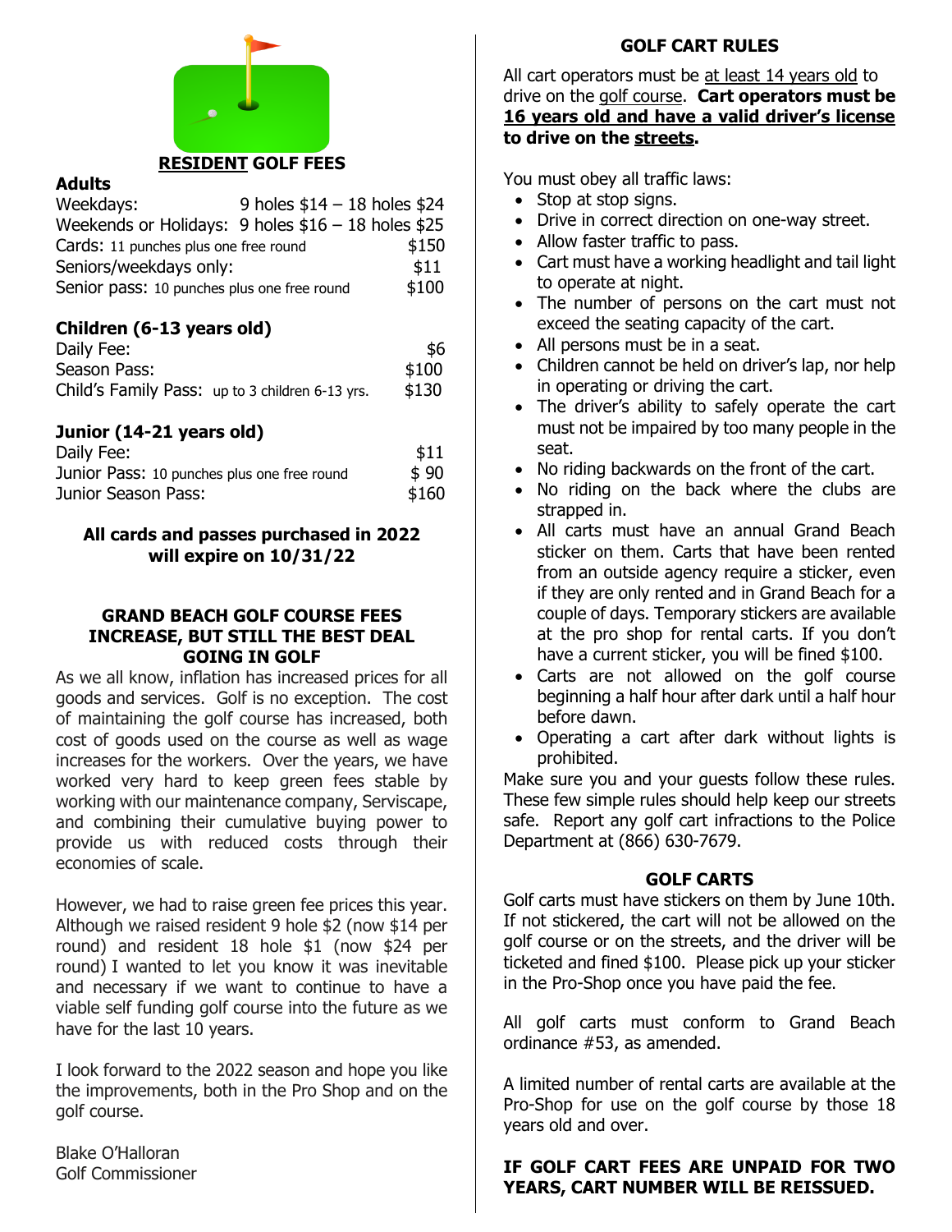## RESIDENT GOLF FEES

### Adults

| | | |
|---|---|---|
| Weekdays: | 9 holes $14 – 18 holes $24 | |
| Weekends or Holidays: | 9 holes $16 – 18 holes $25 | |
| Cards: 11 punches plus one free round | | $150 |
| Seniors/weekdays only: | | $11 |
| Senior pass: 10 punches plus one free round | | $100 |

### Children (6-13 years old)

| | |
|---|---|
| Daily Fee: | $6 |
| Season Pass: | $100 |
| Child's Family Pass: up to 3 children 6-13 yrs. | $130 |

### Junior (14-21 years old)

| | |
|---|---|
| Daily Fee: | $11 |
| Junior Pass: 10 punches plus one free round | $ 90 |
| Junior Season Pass: | $160 |

**All cards and passes purchased in 2022 will expire on 10/31/22**

## GRAND BEACH GOLF COURSE FEES INCREASE, BUT STILL THE BEST DEAL GOING IN GOLF

As we all know, inflation has increased prices for all goods and services. Golf is no exception. The cost of maintaining the golf course has increased, both cost of goods used on the course as well as wage increases for the workers. Over the years, we have worked very hard to keep green fees stable by working with our maintenance company, Serviscape, and combining their cumulative buying power to provide us with reduced costs through their economies of scale.

However, we had to raise green fee prices this year. Although we raised resident 9 hole $2 (now $14 per round) and resident 18 hole $1 (now $24 per round) I wanted to let you know it was inevitable and necessary if we want to continue to have a viable self funding golf course into the future as we have for the last 10 years.

I look forward to the 2022 season and hope you like the improvements, both in the Pro Shop and on the golf course.

Blake O'Halloran
Golf Commissioner

## GOLF CART RULES

All cart operators must be at least 14 years old to drive on the golf course. **Cart operators must be 16 years old and have a valid driver's license to drive on the streets.**

You must obey all traffic laws:

- Stop at stop signs.
- Drive in correct direction on one-way street.
- Allow faster traffic to pass.
- Cart must have a working headlight and tail light to operate at night.
- The number of persons on the cart must not exceed the seating capacity of the cart.
- All persons must be in a seat.
- Children cannot be held on driver's lap, nor help in operating or driving the cart.
- The driver's ability to safely operate the cart must not be impaired by too many people in the seat.
- No riding backwards on the front of the cart.
- No riding on the back where the clubs are strapped in.
- All carts must have an annual Grand Beach sticker on them. Carts that have been rented from an outside agency require a sticker, even if they are only rented and in Grand Beach for a couple of days. Temporary stickers are available at the pro shop for rental carts. If you don't have a current sticker, you will be fined $100.
- Carts are not allowed on the golf course beginning a half hour after dark until a half hour before dawn.
- Operating a cart after dark without lights is prohibited.

Make sure you and your guests follow these rules. These few simple rules should help keep our streets safe. Report any golf cart infractions to the Police Department at (866) 630-7679.

## GOLF CARTS

Golf carts must have stickers on them by June 10th. If not stickered, the cart will not be allowed on the golf course or on the streets, and the driver will be ticketed and fined $100. Please pick up your sticker in the Pro-Shop once you have paid the fee.

All golf carts must conform to Grand Beach ordinance #53, as amended.

A limited number of rental carts are available at the Pro-Shop for use on the golf course by those 18 years old and over.

**IF GOLF CART FEES ARE UNPAID FOR TWO YEARS, CART NUMBER WILL BE REISSUED.**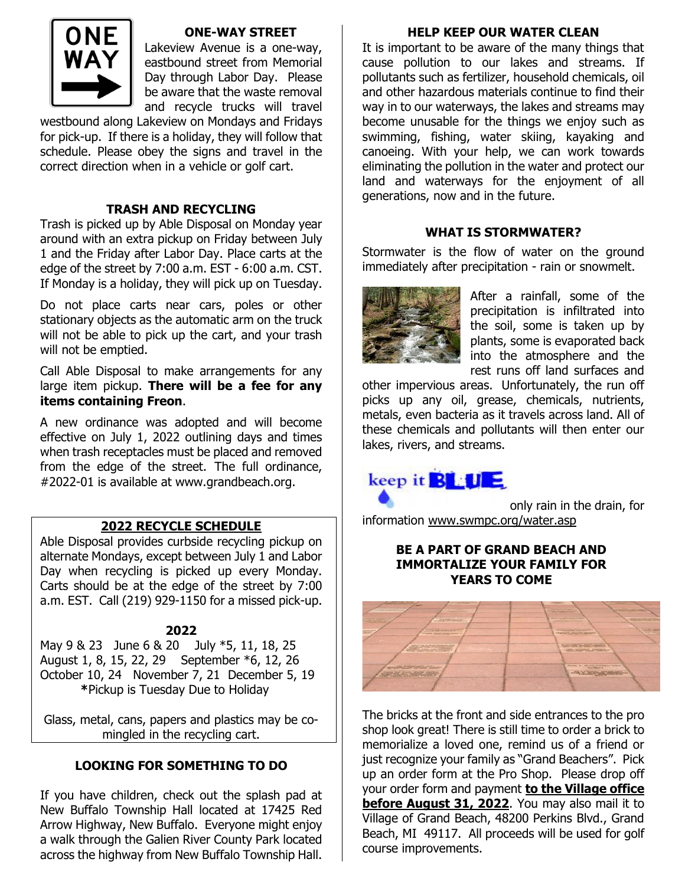### ONE-WAY STREET

Lakeview Avenue is a one-way, eastbound street from Memorial Day through Labor Day. Please be aware that the waste removal and recycle trucks will travel westbound along Lakeview on Mondays and Fridays for pick-up. If there is a holiday, they will follow that schedule. Please obey the signs and travel in the correct direction when in a vehicle or golf cart.

### TRASH AND RECYCLING

Trash is picked up by Able Disposal on Monday year around with an extra pickup on Friday between July 1 and the Friday after Labor Day. Place carts at the edge of the street by 7:00 a.m. EST - 6:00 a.m. CST. If Monday is a holiday, they will pick up on Tuesday.

Do not place carts near cars, poles or other stationary objects as the automatic arm on the truck will not be able to pick up the cart, and your trash will not be emptied.

Call Able Disposal to make arrangements for any large item pickup. **There will be a fee for any items containing Freon**.

A new ordinance was adopted and will become effective on July 1, 2022 outlining days and times when trash receptacles must be placed and removed from the edge of the street. The full ordinance, #2022-01 is available at www.grandbeach.org.

### 2022 RECYCLE SCHEDULE

Able Disposal provides curbside recycling pickup on alternate Mondays, except between July 1 and Labor Day when recycling is picked up every Monday. Carts should be at the edge of the street by 7:00 a.m. EST. Call (219) 929-1150 for a missed pick-up.

**2022**

May 9 & 23 June 6 & 20 July *5, 11, 18, 25
August 1, 8, 15, 22, 29 September *6, 12, 26
October 10, 24 November 7, 21 December 5, 19
***Pickup is Tuesday Due to Holiday**

Glass, metal, cans, papers and plastics may be co-mingled in the recycling cart.

### LOOKING FOR SOMETHING TO DO

If you have children, check out the splash pad at New Buffalo Township Hall located at 17425 Red Arrow Highway, New Buffalo. Everyone might enjoy a walk through the Galien River County Park located across the highway from New Buffalo Township Hall.

### HELP KEEP OUR WATER CLEAN

It is important to be aware of the many things that cause pollution to our lakes and streams. If pollutants such as fertilizer, household chemicals, oil and other hazardous materials continue to find their way in to our waterways, the lakes and streams may become unusable for the things we enjoy such as swimming, fishing, water skiing, kayaking and canoeing. With your help, we can work towards eliminating the pollution in the water and protect our land and waterways for the enjoyment of all generations, now and in the future.

### WHAT IS STORMWATER?

Stormwater is the flow of water on the ground immediately after precipitation - rain or snowmelt.

After a rainfall, some of the precipitation is infiltrated into the soil, some is taken up by plants, some is evaporated back into the atmosphere and the rest runs off land surfaces and other impervious areas. Unfortunately, the run off picks up any oil, grease, chemicals, nutrients, metals, even bacteria as it travels across land. All of these chemicals and pollutants will then enter our lakes, rivers, and streams.

keep it BLUE only rain in the drain, for information www.swmpc.org/water.asp

### BE A PART OF GRAND BEACH AND IMMORTALIZE YOUR FAMILY FOR YEARS TO COME

The bricks at the front and side entrances to the pro shop look great! There is still time to order a brick to memorialize a loved one, remind us of a friend or just recognize your family as "Grand Beachers". Pick up an order form at the Pro Shop. Please drop off your order form and payment **to the Village office before August 31, 2022**. You may also mail it to Village of Grand Beach, 48200 Perkins Blvd., Grand Beach, MI 49117. All proceeds will be used for golf course improvements.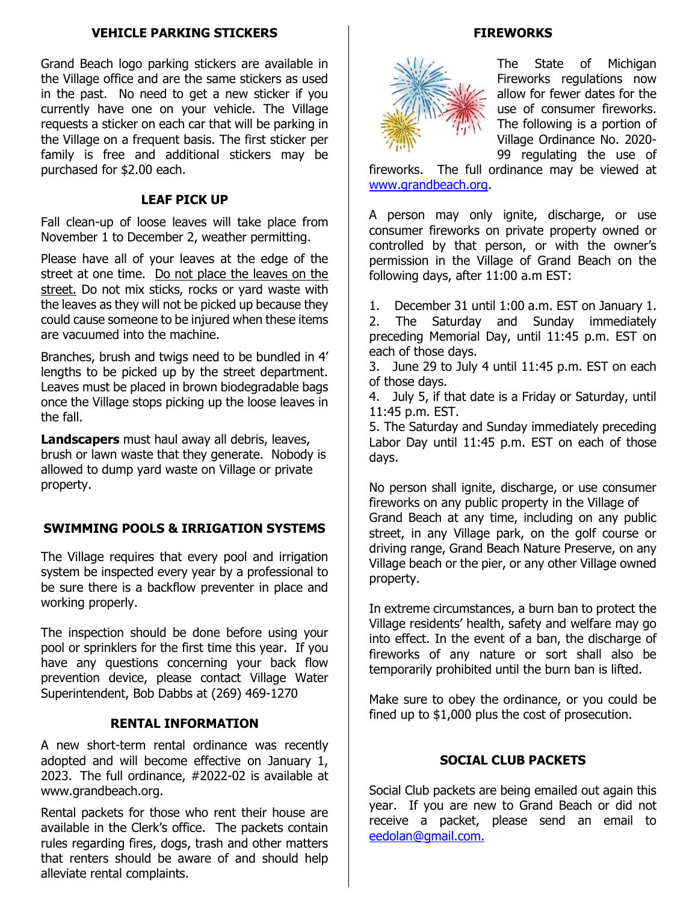## VEHICLE PARKING STICKERS

Grand Beach logo parking stickers are available in the Village office and are the same stickers as used in the past. No need to get a new sticker if you currently have one on your vehicle. The Village requests a sticker on each car that will be parking in the Village on a frequent basis. The first sticker per family is free and additional stickers may be purchased for $2.00 each.

## LEAF PICK UP

Fall clean-up of loose leaves will take place from November 1 to December 2, weather permitting.

Please have all of your leaves at the edge of the street at one time. Do not place the leaves on the street. Do not mix sticks, rocks or yard waste with the leaves as they will not be picked up because they could cause someone to be injured when these items are vacuumed into the machine.

Branches, brush and twigs need to be bundled in 4' lengths to be picked up by the street department. Leaves must be placed in brown biodegradable bags once the Village stops picking up the loose leaves in the fall.

**Landscapers** must haul away all debris, leaves, brush or lawn waste that they generate. Nobody is allowed to dump yard waste on Village or private property.

## SWIMMING POOLS & IRRIGATION SYSTEMS

The Village requires that every pool and irrigation system be inspected every year by a professional to be sure there is a backflow preventer in place and working properly.

The inspection should be done before using your pool or sprinklers for the first time this year. If you have any questions concerning your back flow prevention device, please contact Village Water Superintendent, Bob Dabbs at (269) 469-1270

## RENTAL INFORMATION

A new short-term rental ordinance was recently adopted and will become effective on January 1, 2023. The full ordinance, #2022-02 is available at www.grandbeach.org.

Rental packets for those who rent their house are available in the Clerk's office. The packets contain rules regarding fires, dogs, trash and other matters that renters should be aware of and should help alleviate rental complaints.

## FIREWORKS

The State of Michigan Fireworks regulations now allow for fewer dates for the use of consumer fireworks. The following is a portion of Village Ordinance No. 2020-99 regulating the use of fireworks. The full ordinance may be viewed at [www.grandbeach.org](http://www.grandbeach.org).

A person may only ignite, discharge, or use consumer fireworks on private property owned or controlled by that person, or with the owner's permission in the Village of Grand Beach on the following days, after 11:00 a.m EST:

1. December 31 until 1:00 a.m. EST on January 1.
2. The Saturday and Sunday immediately preceding Memorial Day, until 11:45 p.m. EST on each of those days.
3. June 29 to July 4 until 11:45 p.m. EST on each of those days.
4. July 5, if that date is a Friday or Saturday, until 11:45 p.m. EST.
5. The Saturday and Sunday immediately preceding Labor Day until 11:45 p.m. EST on each of those days.

No person shall ignite, discharge, or use consumer fireworks on any public property in the Village of Grand Beach at any time, including on any public street, in any Village park, on the golf course or driving range, Grand Beach Nature Preserve, on any Village beach or the pier, or any other Village owned property.

In extreme circumstances, a burn ban to protect the Village residents' health, safety and welfare may go into effect. In the event of a ban, the discharge of fireworks of any nature or sort shall also be temporarily prohibited until the burn ban is lifted.

Make sure to obey the ordinance, or you could be fined up to $1,000 plus the cost of prosecution.

## SOCIAL CLUB PACKETS

Social Club packets are being emailed out again this year. If you are new to Grand Beach or did not receive a packet, please send an email to [eedolan@gmail.com.](mailto:eedolan@gmail.com)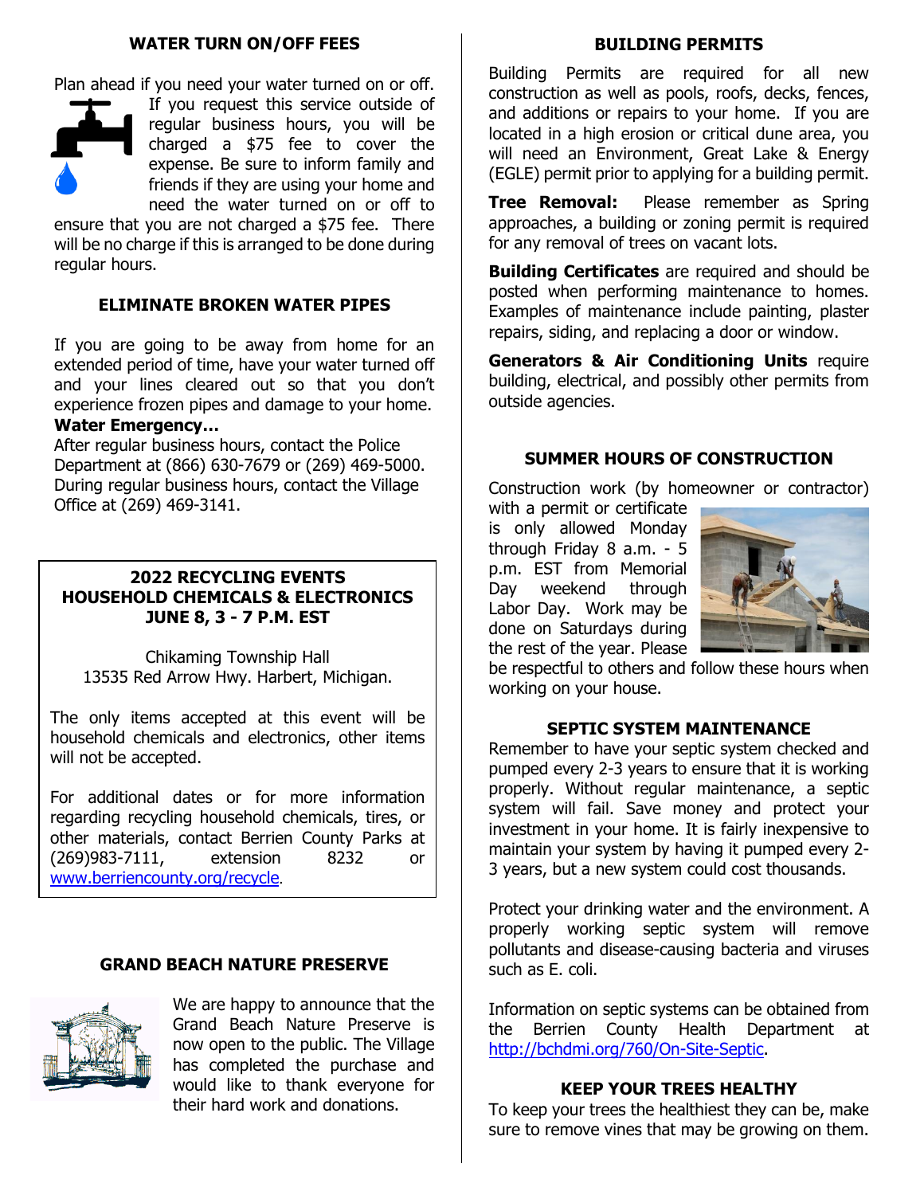## WATER TURN ON/OFF FEES

Plan ahead if you need your water turned on or off. If you request this service outside of regular business hours, you will be charged a $75 fee to cover the expense. Be sure to inform family and friends if they are using your home and need the water turned on or off to ensure that you are not charged a $75 fee. There will be no charge if this is arranged to be done during regular hours.

## ELIMINATE BROKEN WATER PIPES

If you are going to be away from home for an extended period of time, have your water turned off and your lines cleared out so that you don't experience frozen pipes and damage to your home.

**Water Emergency…**

After regular business hours, contact the Police Department at (866) 630-7679 or (269) 469-5000. During regular business hours, contact the Village Office at (269) 469-3141.

## 2022 RECYCLING EVENTS HOUSEHOLD CHEMICALS & ELECTRONICS JUNE 8, 3 - 7 P.M. EST

Chikaming Township Hall
13535 Red Arrow Hwy. Harbert, Michigan.

The only items accepted at this event will be household chemicals and electronics, other items will not be accepted.

For additional dates or for more information regarding recycling household chemicals, tires, or other materials, contact Berrien County Parks at (269)983-7111, extension 8232 or www.berriencounty.org/recycle.

## GRAND BEACH NATURE PRESERVE

We are happy to announce that the Grand Beach Nature Preserve is now open to the public. The Village has completed the purchase and would like to thank everyone for their hard work and donations.

## BUILDING PERMITS

Building Permits are required for all new construction as well as pools, roofs, decks, fences, and additions or repairs to your home. If you are located in a high erosion or critical dune area, you will need an Environment, Great Lake & Energy (EGLE) permit prior to applying for a building permit.

**Tree Removal:** Please remember as Spring approaches, a building or zoning permit is required for any removal of trees on vacant lots.

**Building Certificates** are required and should be posted when performing maintenance to homes. Examples of maintenance include painting, plaster repairs, siding, and replacing a door or window.

**Generators & Air Conditioning Units** require building, electrical, and possibly other permits from outside agencies.

## SUMMER HOURS OF CONSTRUCTION

Construction work (by homeowner or contractor) with a permit or certificate is only allowed Monday through Friday 8 a.m. - 5 p.m. EST from Memorial Day weekend through Labor Day. Work may be done on Saturdays during the rest of the year. Please be respectful to others and follow these hours when working on your house.

## SEPTIC SYSTEM MAINTENANCE

Remember to have your septic system checked and pumped every 2-3 years to ensure that it is working properly. Without regular maintenance, a septic system will fail. Save money and protect your investment in your home. It is fairly inexpensive to maintain your system by having it pumped every 2-3 years, but a new system could cost thousands.

Protect your drinking water and the environment. A properly working septic system will remove pollutants and disease-causing bacteria and viruses such as E. coli.

Information on septic systems can be obtained from the Berrien County Health Department at http://bchdmi.org/760/On-Site-Septic.

## KEEP YOUR TREES HEALTHY

To keep your trees the healthiest they can be, make sure to remove vines that may be growing on them.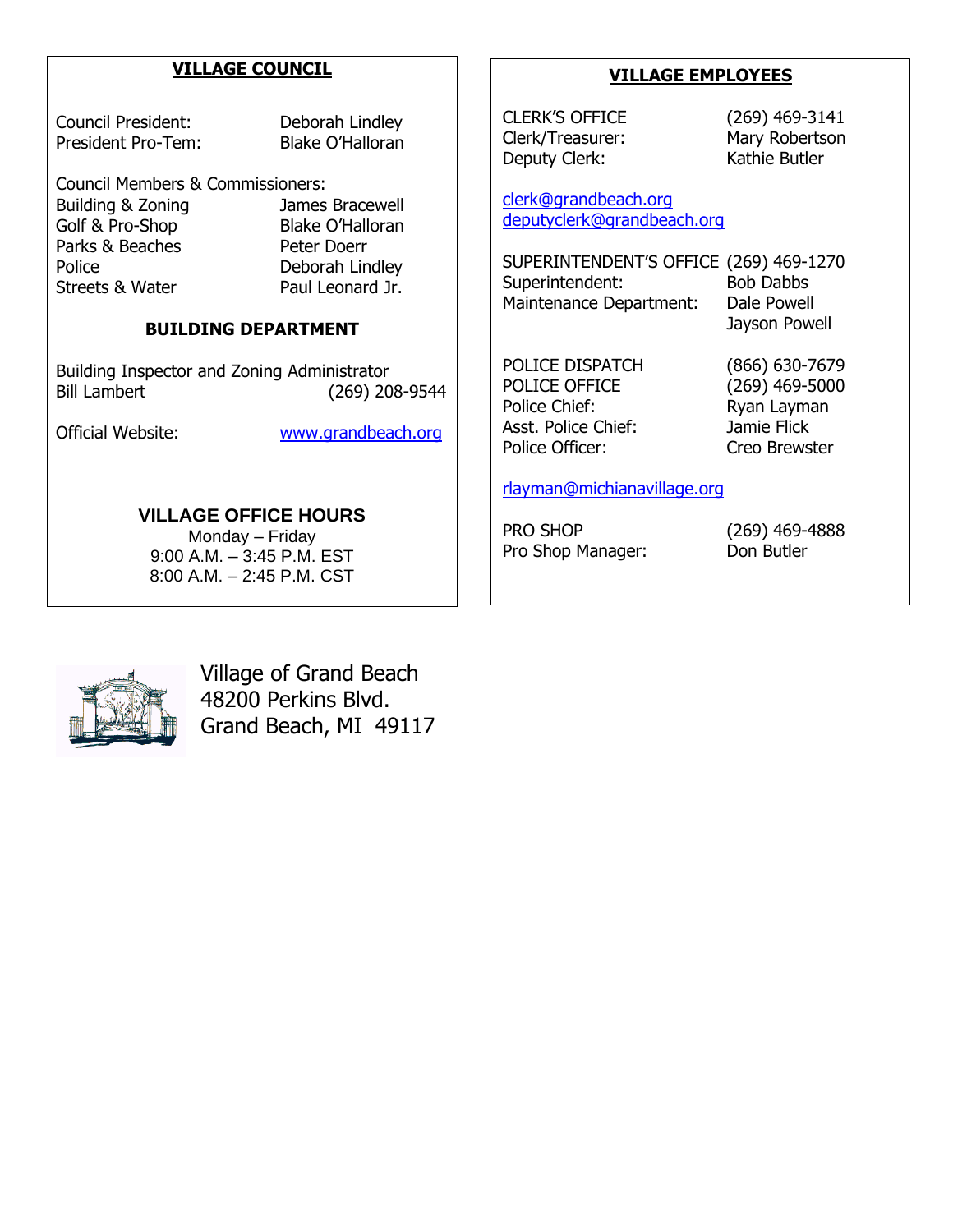## VILLAGE COUNCIL

| | |
|---|---|
| Council President: | Deborah Lindley |
| President Pro-Tem: | Blake O'Halloran |

Council Members & Commissioners:

| | |
|---|---|
| Building & Zoning | James Bracewell |
| Golf & Pro-Shop | Blake O'Halloran |
| Parks & Beaches | Peter Doerr |
| Police | Deborah Lindley |
| Streets & Water | Paul Leonard Jr. |

## BUILDING DEPARTMENT

Building Inspector and Zoning Administrator
Bill Lambert (269) 208-9544

Official Website: www.grandbeach.org

## VILLAGE OFFICE HOURS

Monday – Friday
9:00 A.M. – 3:45 P.M. EST
8:00 A.M. – 2:45 P.M. CST

## VILLAGE EMPLOYEES

| | |
|---|---|
| CLERK'S OFFICE | (269) 469-3141 |
| Clerk/Treasurer: | Mary Robertson |
| Deputy Clerk: | Kathie Butler |

clerk@grandbeach.org
deputyclerk@grandbeach.org

| | |
|---|---|
| SUPERINTENDENT'S OFFICE | (269) 469-1270 |
| Superintendent: | Bob Dabbs |
| Maintenance Department: | Dale Powell |
| | Jayson Powell |

| | |
|---|---|
| POLICE DISPATCH | (866) 630-7679 |
| POLICE OFFICE | (269) 469-5000 |
| Police Chief: | Ryan Layman |
| Asst. Police Chief: | Jamie Flick |
| Police Officer: | Creo Brewster |

rlayman@michianavillage.org

| | |
|---|---|
| PRO SHOP | (269) 469-4888 |
| Pro Shop Manager: | Don Butler |

Village of Grand Beach
48200 Perkins Blvd.
Grand Beach, MI 49117